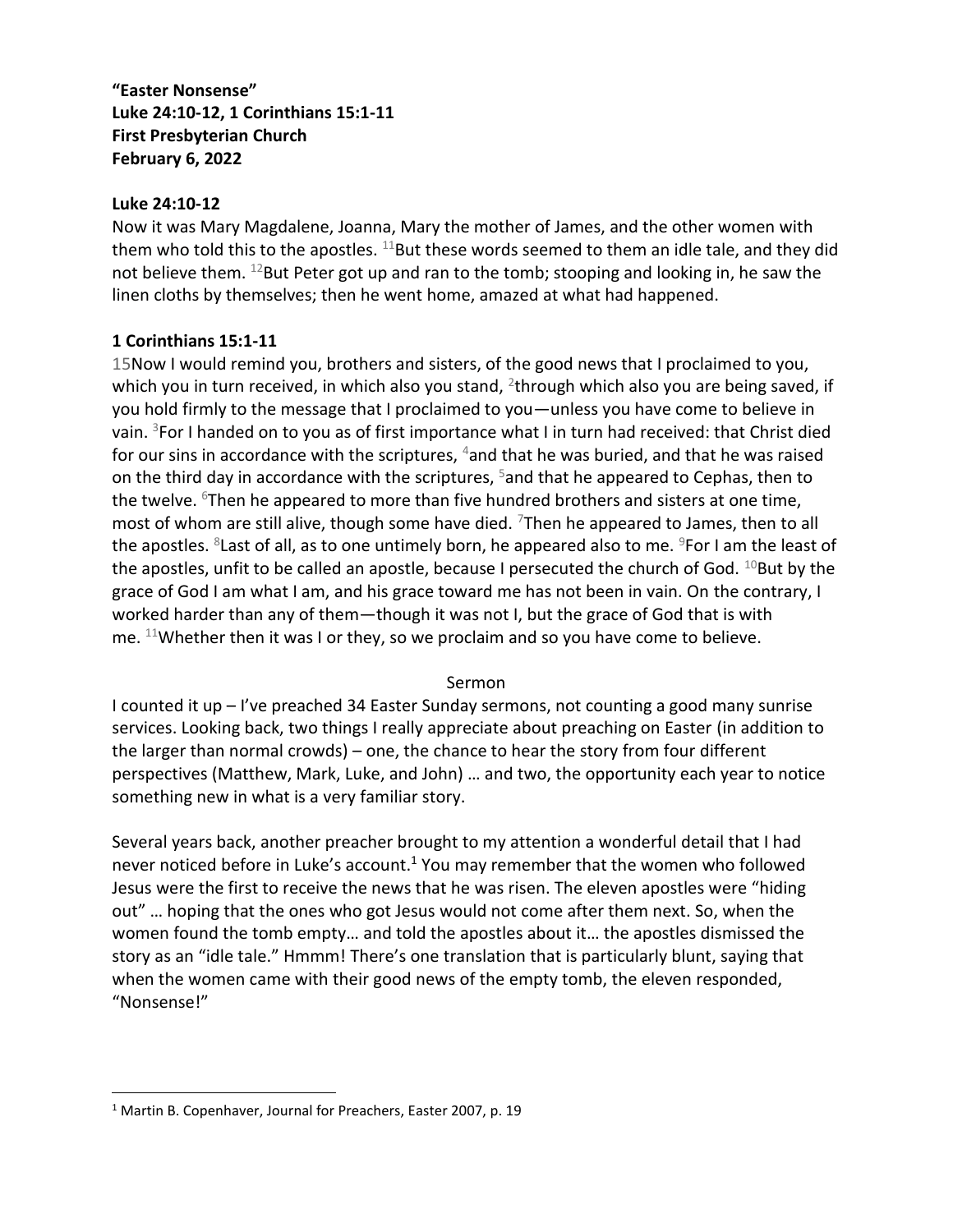**"Easter Nonsense"**
**Luke 24:10-12, 1 Corinthians 15:1-11**
**First Presbyterian Church**
**February 6, 2022**

**Luke 24:10-12**

Now it was Mary Magdalene, Joanna, Mary the mother of James, and the other women with them who told this to the apostles. 11But these words seemed to them an idle tale, and they did not believe them. 12But Peter got up and ran to the tomb; stooping and looking in, he saw the linen cloths by themselves; then he went home, amazed at what had happened.

**1 Corinthians 15:1-11**

15Now I would remind you, brothers and sisters, of the good news that I proclaimed to you, which you in turn received, in which also you stand, 2through which also you are being saved, if you hold firmly to the message that I proclaimed to you—unless you have come to believe in vain. 3For I handed on to you as of first importance what I in turn had received: that Christ died for our sins in accordance with the scriptures, 4and that he was buried, and that he was raised on the third day in accordance with the scriptures, 5and that he appeared to Cephas, then to the twelve. 6Then he appeared to more than five hundred brothers and sisters at one time, most of whom are still alive, though some have died. 7Then he appeared to James, then to all the apostles. 8Last of all, as to one untimely born, he appeared also to me. 9For I am the least of the apostles, unfit to be called an apostle, because I persecuted the church of God. 10But by the grace of God I am what I am, and his grace toward me has not been in vain. On the contrary, I worked harder than any of them—though it was not I, but the grace of God that is with me. 11Whether then it was I or they, so we proclaim and so you have come to believe.

Sermon

I counted it up – I've preached 34 Easter Sunday sermons, not counting a good many sunrise services. Looking back, two things I really appreciate about preaching on Easter (in addition to the larger than normal crowds) – one, the chance to hear the story from four different perspectives (Matthew, Mark, Luke, and John) … and two, the opportunity each year to notice something new in what is a very familiar story.

Several years back, another preacher brought to my attention a wonderful detail that I had never noticed before in Luke's account.[1] You may remember that the women who followed Jesus were the first to receive the news that he was risen. The eleven apostles were "hiding out" … hoping that the ones who got Jesus would not come after them next. So, when the women found the tomb empty… and told the apostles about it… the apostles dismissed the story as an "idle tale." Hmmm! There's one translation that is particularly blunt, saying that when the women came with their good news of the empty tomb, the eleven responded, "Nonsense!"

[1] Martin B. Copenhaver, Journal for Preachers, Easter 2007, p. 19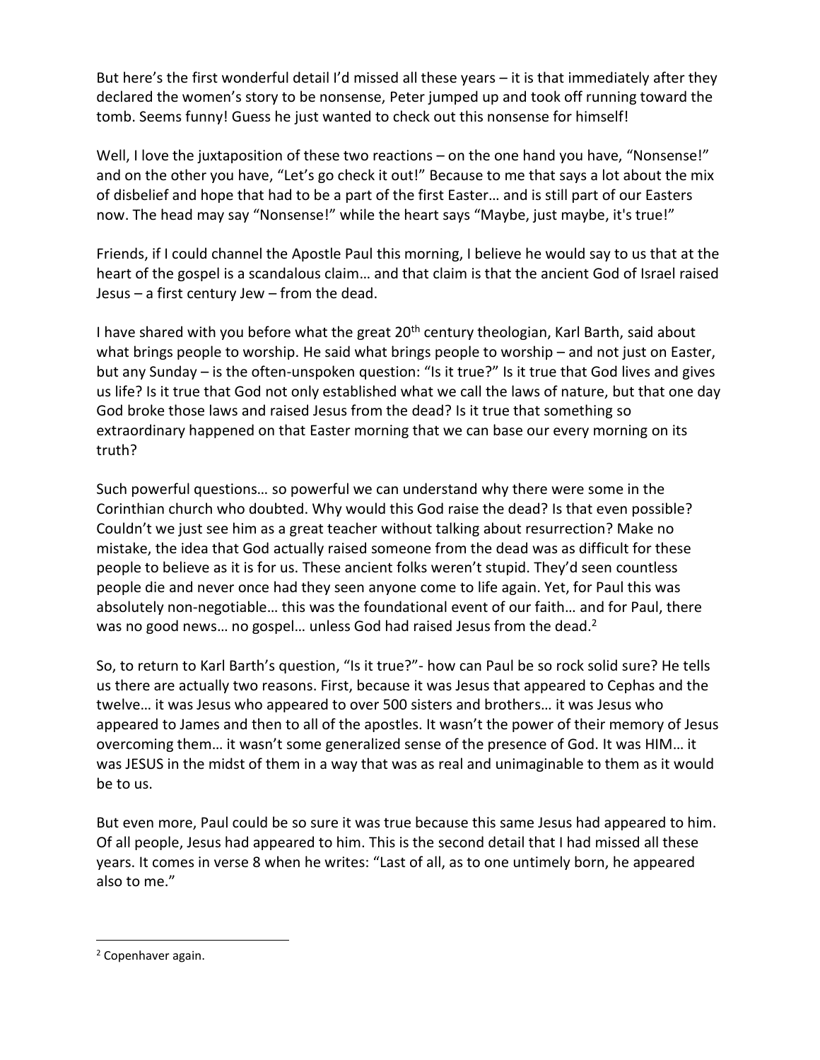But here's the first wonderful detail I'd missed all these years – it is that immediately after they declared the women's story to be nonsense, Peter jumped up and took off running toward the tomb. Seems funny! Guess he just wanted to check out this nonsense for himself!

Well, I love the juxtaposition of these two reactions – on the one hand you have, "Nonsense!" and on the other you have, "Let's go check it out!" Because to me that says a lot about the mix of disbelief and hope that had to be a part of the first Easter… and is still part of our Easters now. The head may say "Nonsense!" while the heart says "Maybe, just maybe, it's true!"

Friends, if I could channel the Apostle Paul this morning, I believe he would say to us that at the heart of the gospel is a scandalous claim… and that claim is that the ancient God of Israel raised Jesus – a first century Jew – from the dead.

I have shared with you before what the great 20th century theologian, Karl Barth, said about what brings people to worship. He said what brings people to worship – and not just on Easter, but any Sunday – is the often-unspoken question: "Is it true?" Is it true that God lives and gives us life? Is it true that God not only established what we call the laws of nature, but that one day God broke those laws and raised Jesus from the dead? Is it true that something so extraordinary happened on that Easter morning that we can base our every morning on its truth?

Such powerful questions… so powerful we can understand why there were some in the Corinthian church who doubted. Why would this God raise the dead? Is that even possible? Couldn't we just see him as a great teacher without talking about resurrection? Make no mistake, the idea that God actually raised someone from the dead was as difficult for these people to believe as it is for us. These ancient folks weren't stupid. They'd seen countless people die and never once had they seen anyone come to life again. Yet, for Paul this was absolutely non-negotiable… this was the foundational event of our faith… and for Paul, there was no good news… no gospel… unless God had raised Jesus from the dead.[2]

So, to return to Karl Barth's question, "Is it true?"- how can Paul be so rock solid sure? He tells us there are actually two reasons. First, because it was Jesus that appeared to Cephas and the twelve… it was Jesus who appeared to over 500 sisters and brothers… it was Jesus who appeared to James and then to all of the apostles. It wasn't the power of their memory of Jesus overcoming them… it wasn't some generalized sense of the presence of God. It was HIM… it was JESUS in the midst of them in a way that was as real and unimaginable to them as it would be to us.

But even more, Paul could be so sure it was true because this same Jesus had appeared to him. Of all people, Jesus had appeared to him. This is the second detail that I had missed all these years. It comes in verse 8 when he writes: "Last of all, as to one untimely born, he appeared also to me."

---

[2] Copenhaver again.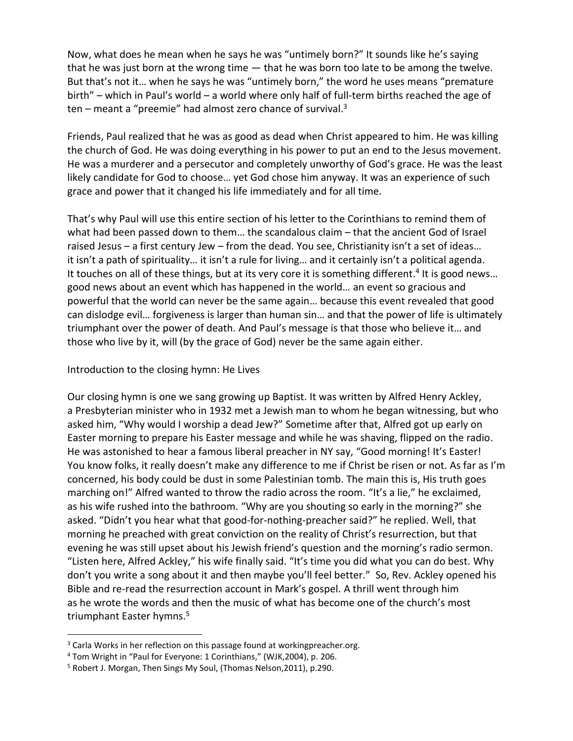Now, what does he mean when he says he was "untimely born?" It sounds like he's saying that he was just born at the wrong time — that he was born too late to be among the twelve. But that's not it… when he says he was "untimely born," the word he uses means "premature birth" – which in Paul's world – a world where only half of full-term births reached the age of ten – meant a "preemie" had almost zero chance of survival.[3]

Friends, Paul realized that he was as good as dead when Christ appeared to him. He was killing the church of God. He was doing everything in his power to put an end to the Jesus movement. He was a murderer and a persecutor and completely unworthy of God's grace. He was the least likely candidate for God to choose… yet God chose him anyway. It was an experience of such grace and power that it changed his life immediately and for all time.

That's why Paul will use this entire section of his letter to the Corinthians to remind them of what had been passed down to them… the scandalous claim – that the ancient God of Israel raised Jesus – a first century Jew – from the dead. You see, Christianity isn't a set of ideas… it isn't a path of spirituality… it isn't a rule for living… and it certainly isn't a political agenda. It touches on all of these things, but at its very core it is something different.[4] It is good news… good news about an event which has happened in the world… an event so gracious and powerful that the world can never be the same again… because this event revealed that good can dislodge evil… forgiveness is larger than human sin… and that the power of life is ultimately triumphant over the power of death. And Paul's message is that those who believe it… and those who live by it, will (by the grace of God) never be the same again either.

Introduction to the closing hymn: He Lives

Our closing hymn is one we sang growing up Baptist. It was written by Alfred Henry Ackley, a Presbyterian minister who in 1932 met a Jewish man to whom he began witnessing, but who asked him, "Why would I worship a dead Jew?" Sometime after that, Alfred got up early on Easter morning to prepare his Easter message and while he was shaving, flipped on the radio. He was astonished to hear a famous liberal preacher in NY say, "Good morning! It's Easter! You know folks, it really doesn't make any difference to me if Christ be risen or not. As far as I'm concerned, his body could be dust in some Palestinian tomb. The main this is, His truth goes marching on!" Alfred wanted to throw the radio across the room. "It's a lie," he exclaimed, as his wife rushed into the bathroom. "Why are you shouting so early in the morning?" she asked. "Didn't you hear what that good-for-nothing-preacher said?" he replied. Well, that morning he preached with great conviction on the reality of Christ's resurrection, but that evening he was still upset about his Jewish friend's question and the morning's radio sermon. "Listen here, Alfred Ackley," his wife finally said. "It's time you did what you can do best. Why don't you write a song about it and then maybe you'll feel better." So, Rev. Ackley opened his Bible and re-read the resurrection account in Mark's gospel. A thrill went through him as he wrote the words and then the music of what has become one of the church's most triumphant Easter hymns.[5]

---

[3] Carla Works in her reflection on this passage found at workingpreacher.org.

[4] Tom Wright in "Paul for Everyone: 1 Corinthians," (WJK,2004), p. 206.

[5] Robert J. Morgan, Then Sings My Soul, (Thomas Nelson,2011), p.290.